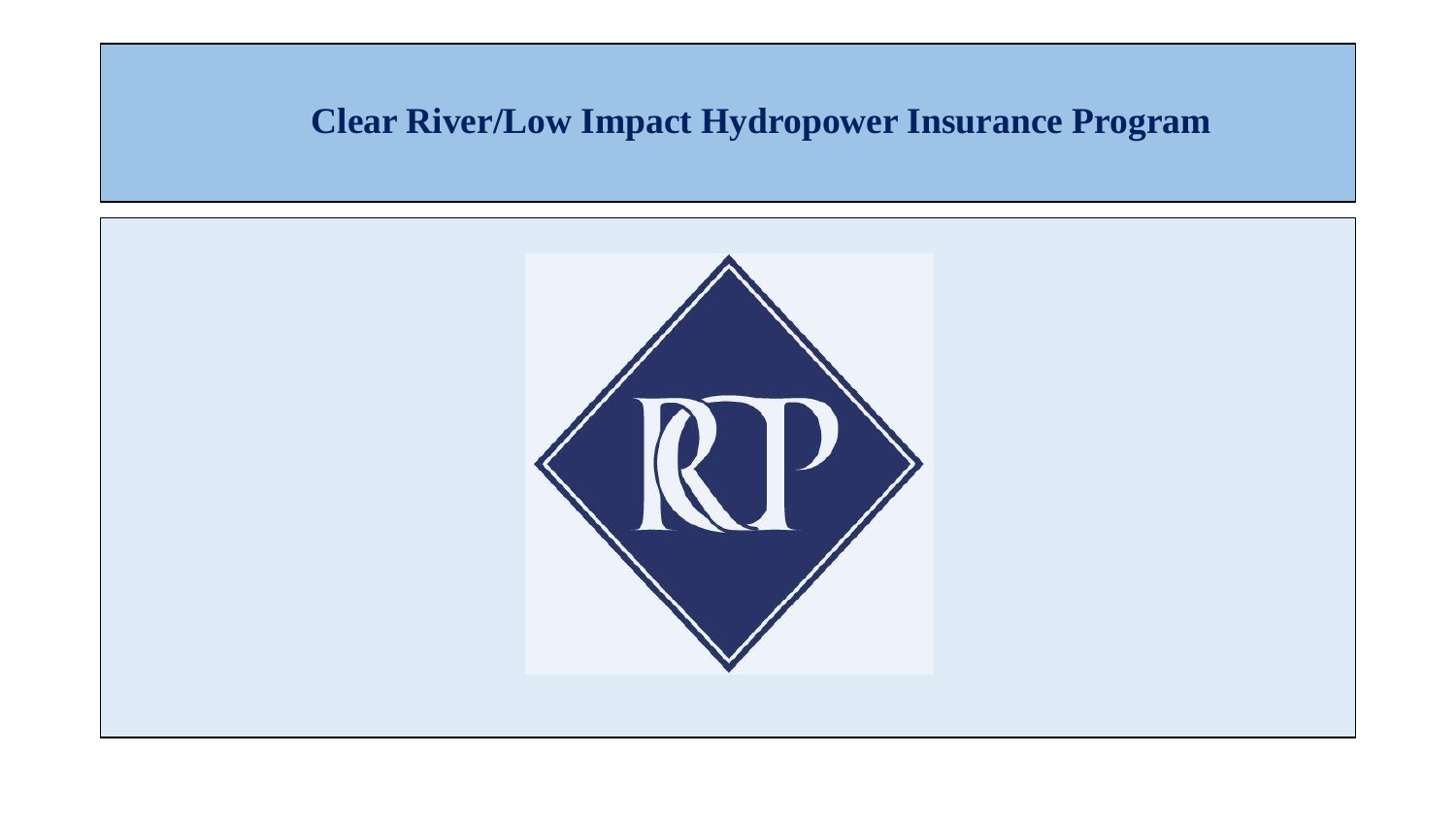# Clear River/Low Impact Hydropower Insurance Program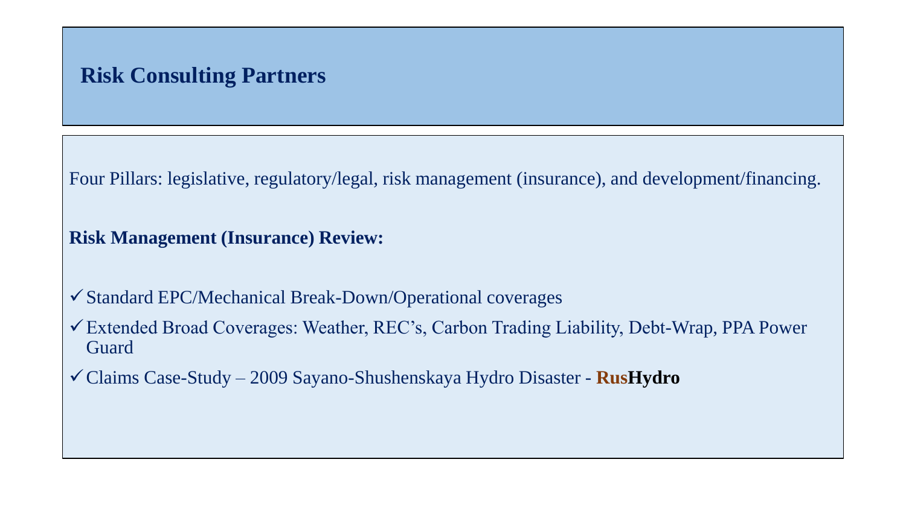# Risk Consulting Partners

Four Pillars: legislative, regulatory/legal, risk management (insurance), and development/financing.

**Risk Management (Insurance) Review:**

- ✓ Standard EPC/Mechanical Break-Down/Operational coverages
- ✓ Extended Broad Coverages: Weather, REC's, Carbon Trading Liability, Debt-Wrap, PPA Power Guard
- ✓ Claims Case-Study – 2009 Sayano-Shushenskaya Hydro Disaster - **RusHydro**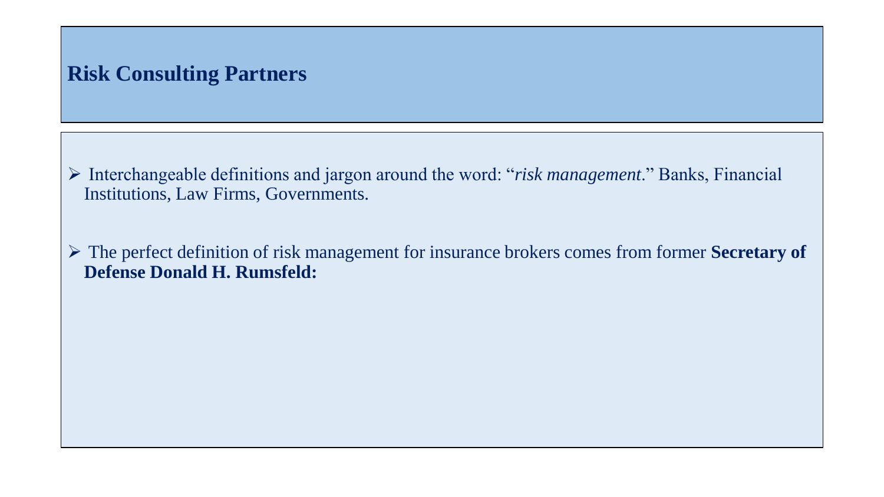# Risk Consulting Partners

- Interchangeable definitions and jargon around the word: "*risk management*." Banks, Financial Institutions, Law Firms, Governments.

- The perfect definition of risk management for insurance brokers comes from former **Secretary of Defense Donald H. Rumsfeld:**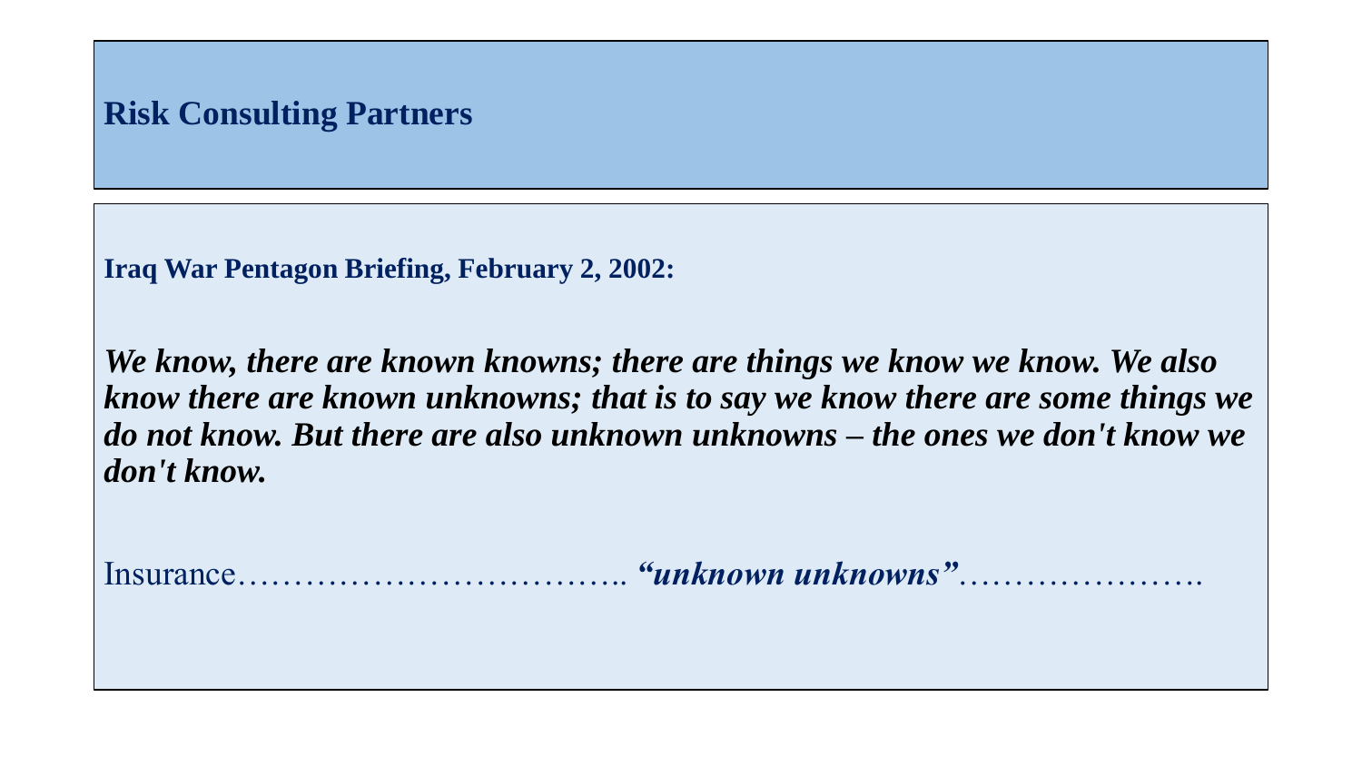## Risk Consulting Partners

**Iraq War Pentagon Briefing, February 2, 2002:**

***We know, there are known knowns; there are things we know we know. We also know there are known unknowns; that is to say we know there are some things we do not know. But there are also unknown unknowns – the ones we don't know we don't know.***

Insurance…………………………….. ***"unknown unknowns"***………………….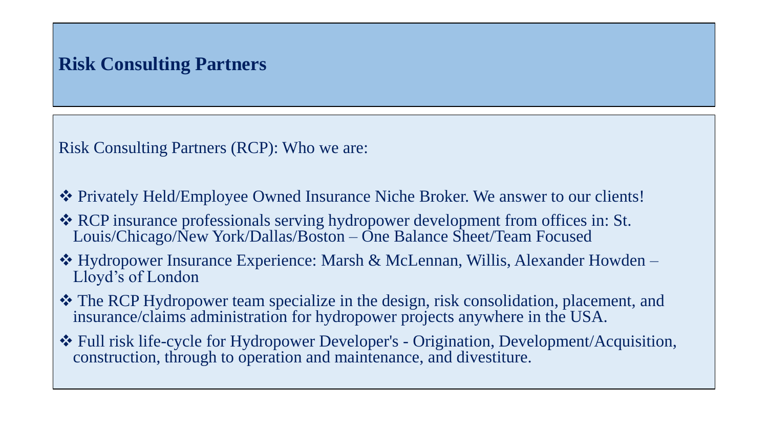# Risk Consulting Partners

Risk Consulting Partners (RCP): Who we are:

- ❖ Privately Held/Employee Owned Insurance Niche Broker. We answer to our clients!
- ❖ RCP insurance professionals serving hydropower development from offices in: St. Louis/Chicago/New York/Dallas/Boston – One Balance Sheet/Team Focused
- ❖ Hydropower Insurance Experience: Marsh & McLennan, Willis, Alexander Howden – Lloyd's of London
- ❖ The RCP Hydropower team specialize in the design, risk consolidation, placement, and insurance/claims administration for hydropower projects anywhere in the USA.
- ❖ Full risk life-cycle for Hydropower Developer's - Origination, Development/Acquisition, construction, through to operation and maintenance, and divestiture.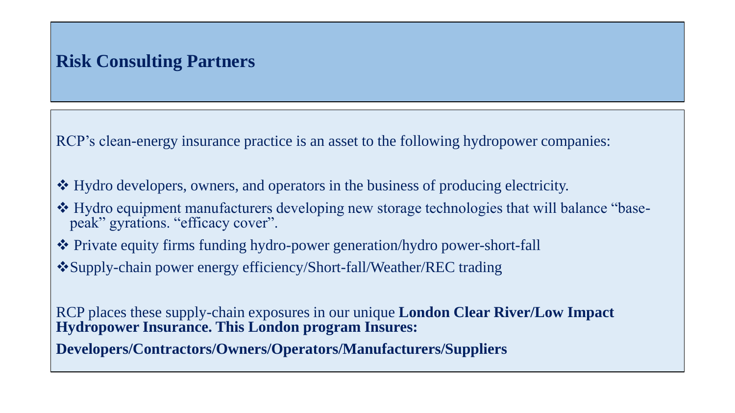# Risk Consulting Partners

RCP's clean-energy insurance practice is an asset to the following hydropower companies:

- ❖ Hydro developers, owners, and operators in the business of producing electricity.
- ❖ Hydro equipment manufacturers developing new storage technologies that will balance "base-peak" gyrations. "efficacy cover".
- ❖ Private equity firms funding hydro-power generation/hydro power-short-fall
- ❖ Supply-chain power energy efficiency/Short-fall/Weather/REC trading

RCP places these supply-chain exposures in our unique **London Clear River/Low Impact Hydropower Insurance. This London program Insures:**

**Developers/Contractors/Owners/Operators/Manufacturers/Suppliers**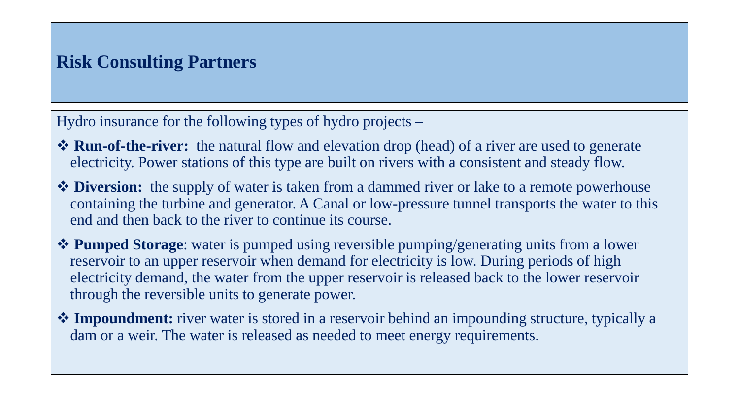# Risk Consulting Partners

Hydro insurance for the following types of hydro projects –

- **Run-of-the-river:** the natural flow and elevation drop (head) of a river are used to generate electricity. Power stations of this type are built on rivers with a consistent and steady flow.
- **Diversion:** the supply of water is taken from a dammed river or lake to a remote powerhouse containing the turbine and generator. A Canal or low-pressure tunnel transports the water to this end and then back to the river to continue its course.
- **Pumped Storage**: water is pumped using reversible pumping/generating units from a lower reservoir to an upper reservoir when demand for electricity is low. During periods of high electricity demand, the water from the upper reservoir is released back to the lower reservoir through the reversible units to generate power.
- **Impoundment:** river water is stored in a reservoir behind an impounding structure, typically a dam or a weir. The water is released as needed to meet energy requirements.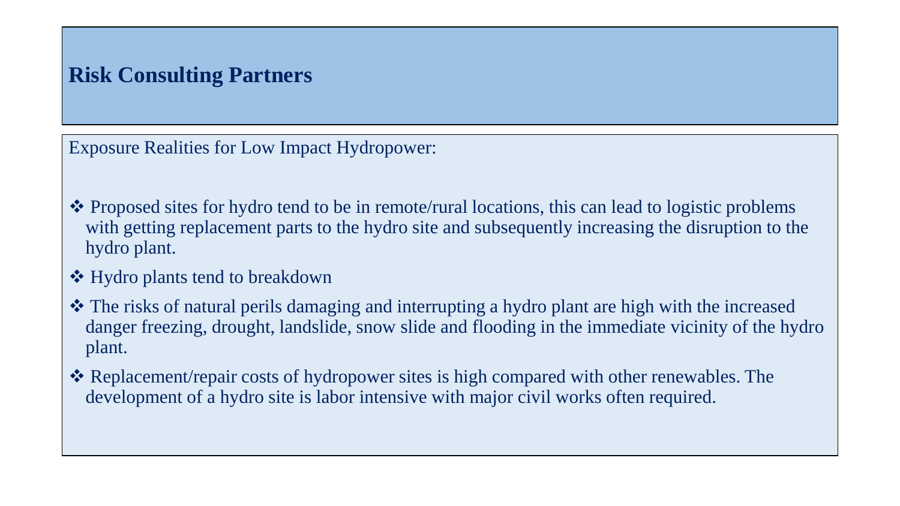# Risk Consulting Partners

Exposure Realities for Low Impact Hydropower:

- ❖ Proposed sites for hydro tend to be in remote/rural locations, this can lead to logistic problems with getting replacement parts to the hydro site and subsequently increasing the disruption to the hydro plant.
- ❖ Hydro plants tend to breakdown
- ❖ The risks of natural perils damaging and interrupting a hydro plant are high with the increased danger freezing, drought, landslide, snow slide and flooding in the immediate vicinity of the hydro plant.
- ❖ Replacement/repair costs of hydropower sites is high compared with other renewables. The development of a hydro site is labor intensive with major civil works often required.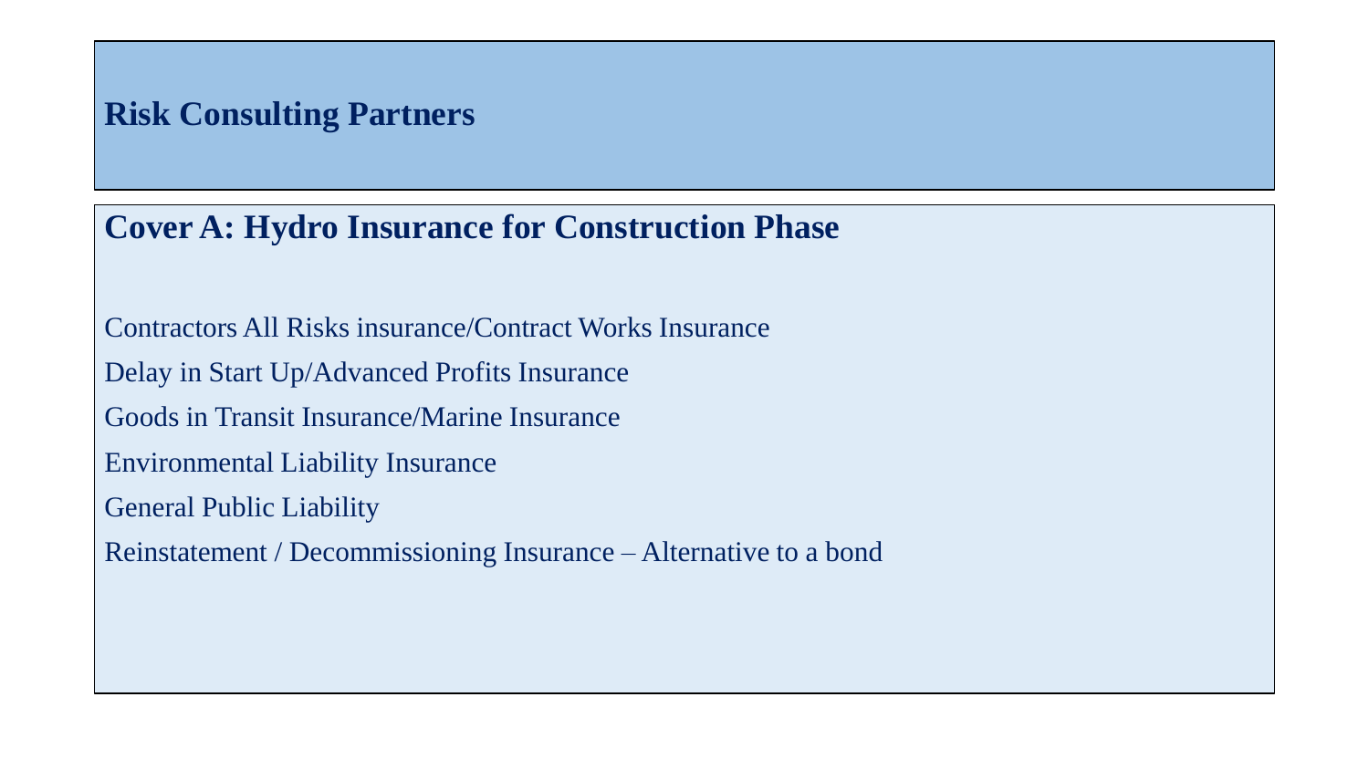# Risk Consulting Partners

## Cover A: Hydro Insurance for Construction Phase

Contractors All Risks insurance/Contract Works Insurance

Delay in Start Up/Advanced Profits Insurance

Goods in Transit Insurance/Marine Insurance

Environmental Liability Insurance

General Public Liability

Reinstatement / Decommissioning Insurance – Alternative to a bond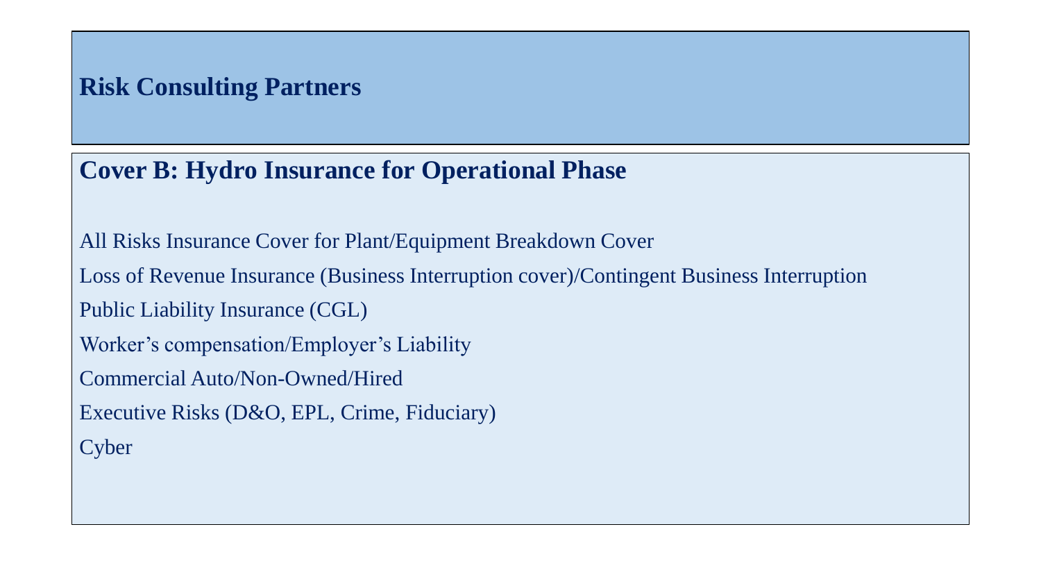# Risk Consulting Partners

## Cover B: Hydro Insurance for Operational Phase

All Risks Insurance Cover for Plant/Equipment Breakdown Cover

Loss of Revenue Insurance (Business Interruption cover)/Contingent Business Interruption

Public Liability Insurance (CGL)

Worker's compensation/Employer's Liability

Commercial Auto/Non-Owned/Hired

Executive Risks (D&O, EPL, Crime, Fiduciary)

Cyber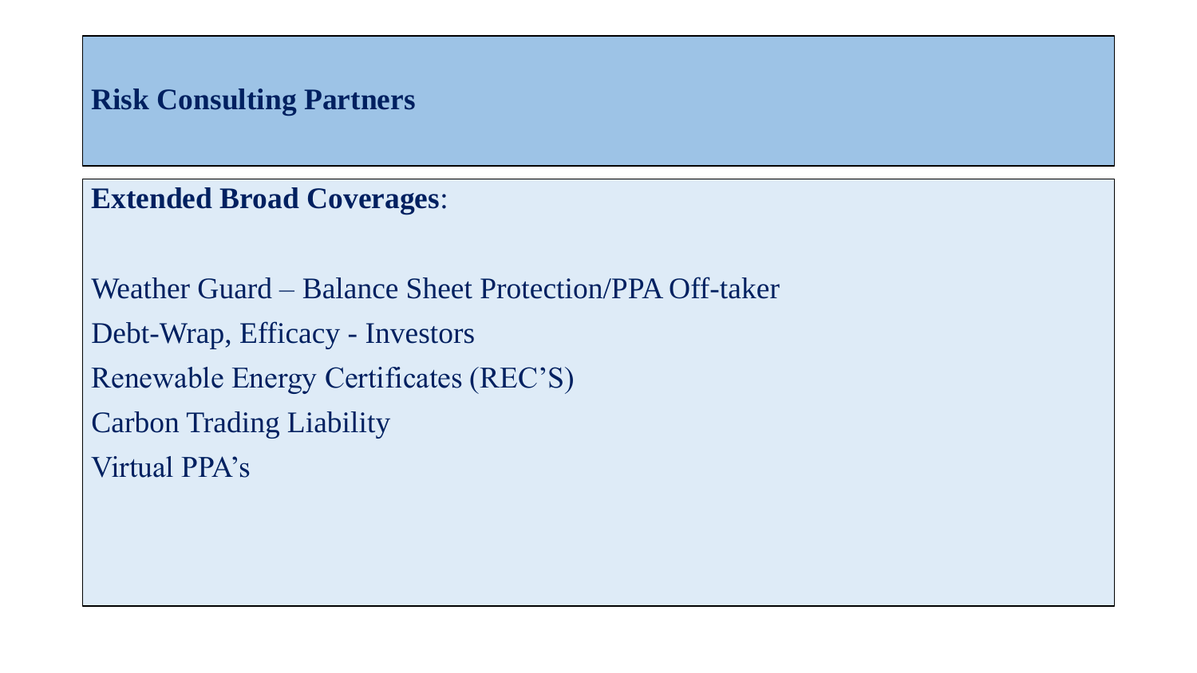## Risk Consulting Partners

**Extended Broad Coverages**:

Weather Guard – Balance Sheet Protection/PPA Off-taker

Debt-Wrap, Efficacy - Investors

Renewable Energy Certificates (REC'S)

Carbon Trading Liability

Virtual PPA's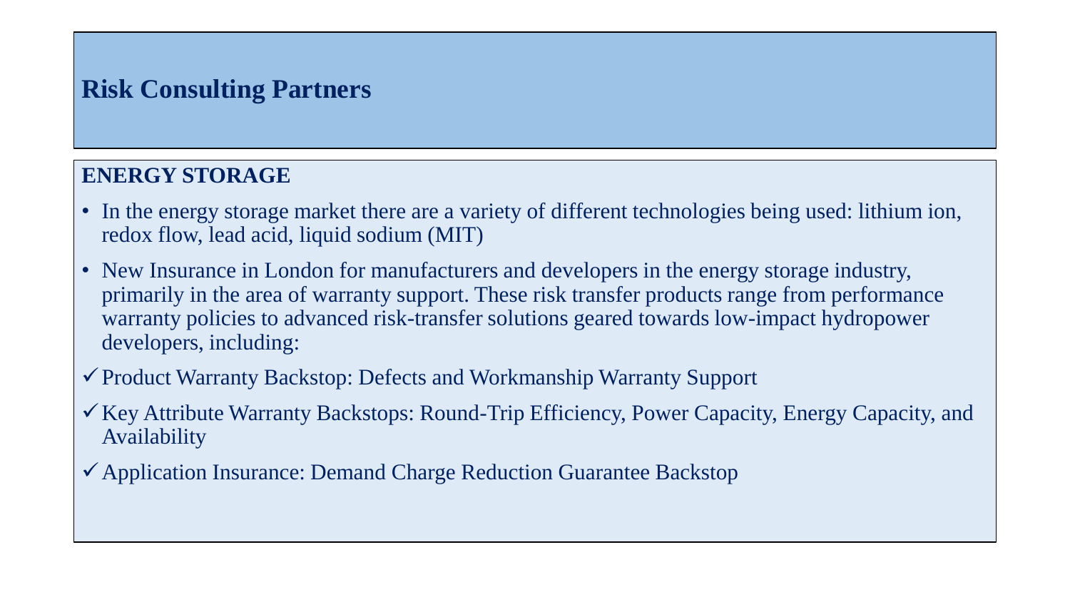# Risk Consulting Partners

## ENERGY STORAGE

- In the energy storage market there are a variety of different technologies being used: lithium ion, redox flow, lead acid, liquid sodium (MIT)
- New Insurance in London for manufacturers and developers in the energy storage industry, primarily in the area of warranty support. These risk transfer products range from performance warranty policies to advanced risk-transfer solutions geared towards low-impact hydropower developers, including:

✓ Product Warranty Backstop: Defects and Workmanship Warranty Support

✓ Key Attribute Warranty Backstops: Round-Trip Efficiency, Power Capacity, Energy Capacity, and Availability

✓ Application Insurance: Demand Charge Reduction Guarantee Backstop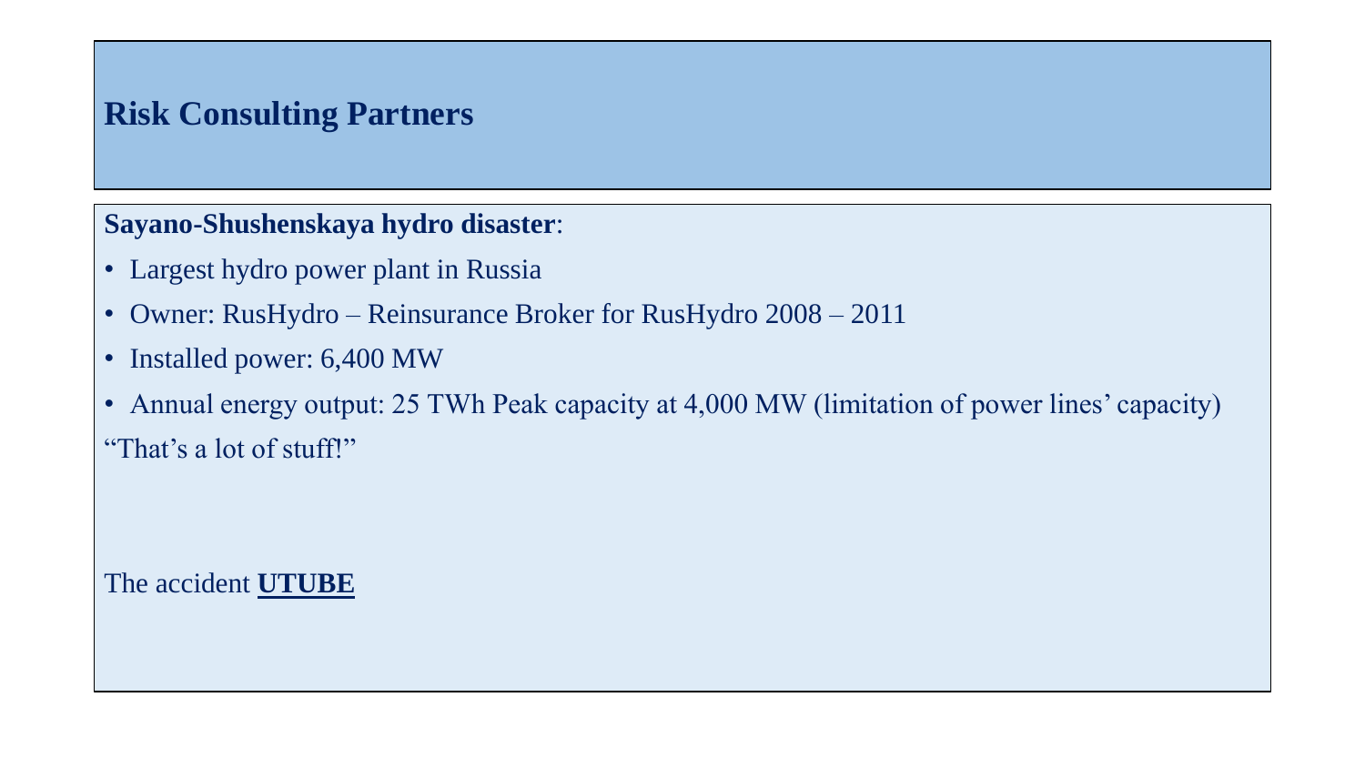## Risk Consulting Partners

**Sayano-Shushenskaya hydro disaster**:

- Largest hydro power plant in Russia
- Owner: RusHydro – Reinsurance Broker for RusHydro 2008 – 2011
- Installed power: 6,400 MW
- Annual energy output: 25 TWh Peak capacity at 4,000 MW (limitation of power lines' capacity)

"That's a lot of stuff!"

The accident **UTUBE**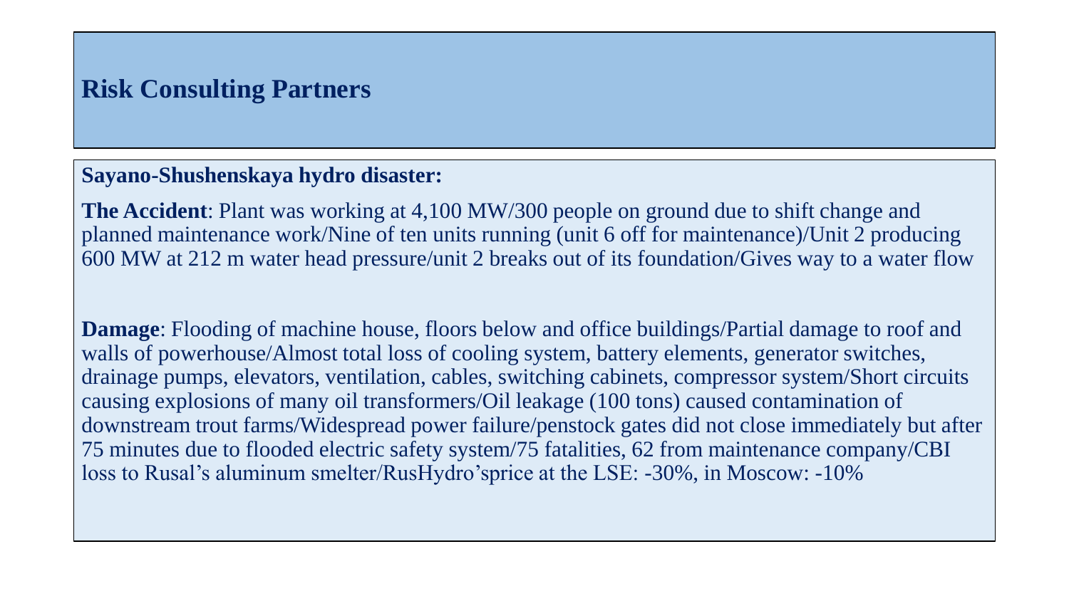# Risk Consulting Partners

**Sayano-Shushenskaya hydro disaster:**

**The Accident**: Plant was working at 4,100 MW/300 people on ground due to shift change and planned maintenance work/Nine of ten units running (unit 6 off for maintenance)/Unit 2 producing 600 MW at 212 m water head pressure/unit 2 breaks out of its foundation/Gives way to a water flow

**Damage**: Flooding of machine house, floors below and office buildings/Partial damage to roof and walls of powerhouse/Almost total loss of cooling system, battery elements, generator switches, drainage pumps, elevators, ventilation, cables, switching cabinets, compressor system/Short circuits causing explosions of many oil transformers/Oil leakage (100 tons) caused contamination of downstream trout farms/Widespread power failure/penstock gates did not close immediately but after 75 minutes due to flooded electric safety system/75 fatalities, 62 from maintenance company/CBI loss to Rusal's aluminum smelter/RusHydro'sprice at the LSE: -30%, in Moscow: -10%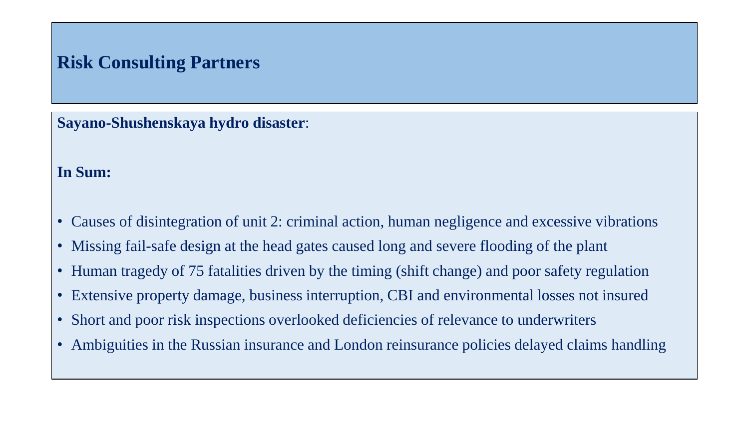# Risk Consulting Partners

**Sayano-Shushenskaya hydro disaster**:

**In Sum:**

- Causes of disintegration of unit 2: criminal action, human negligence and excessive vibrations
- Missing fail-safe design at the head gates caused long and severe flooding of the plant
- Human tragedy of 75 fatalities driven by the timing (shift change) and poor safety regulation
- Extensive property damage, business interruption, CBI and environmental losses not insured
- Short and poor risk inspections overlooked deficiencies of relevance to underwriters
- Ambiguities in the Russian insurance and London reinsurance policies delayed claims handling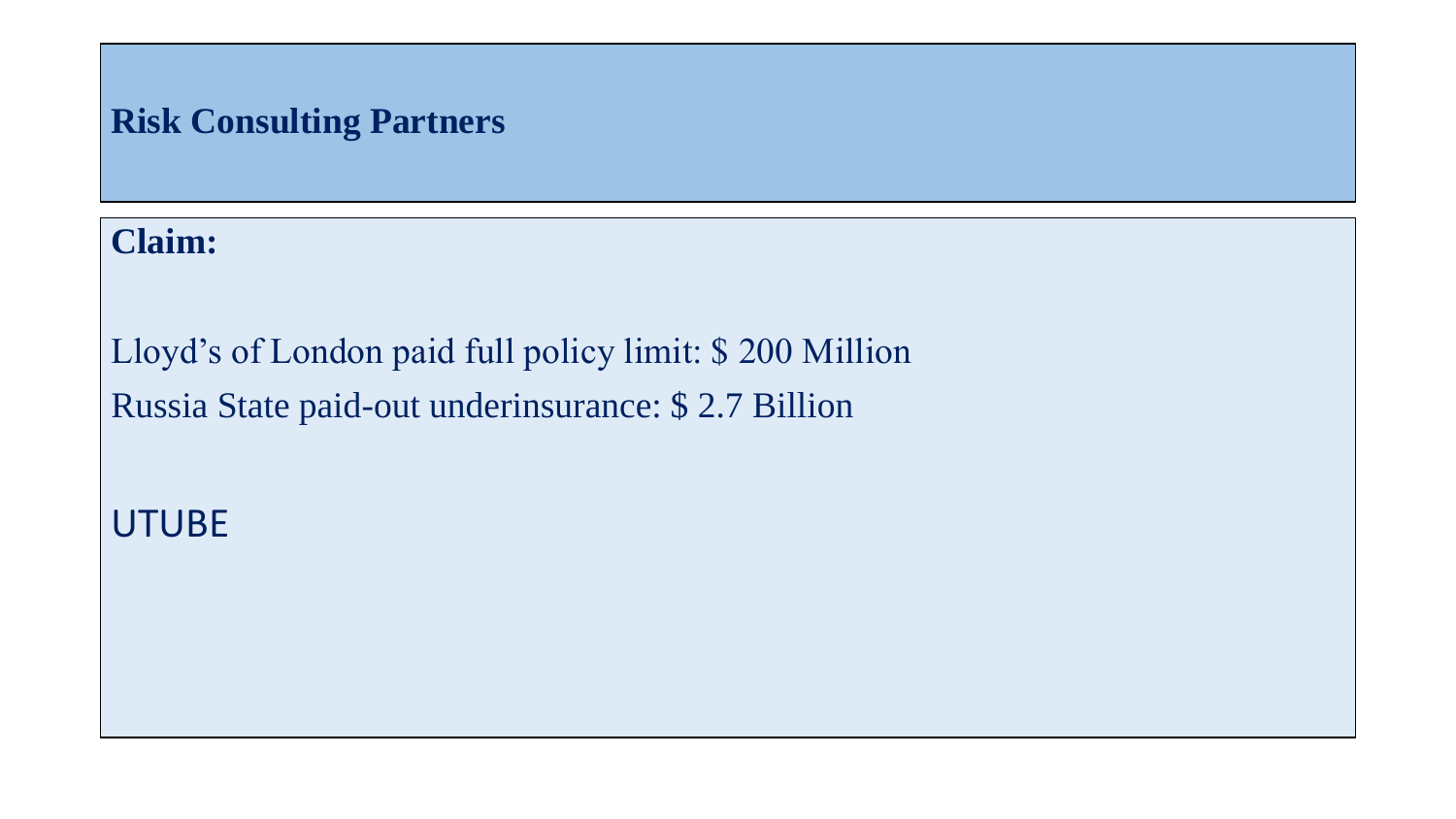**Risk Consulting Partners**

**Claim:**

Lloyd’s of London paid full policy limit: $ 200 Million

Russia State paid-out underinsurance: $ 2.7 Billion

UTUBE